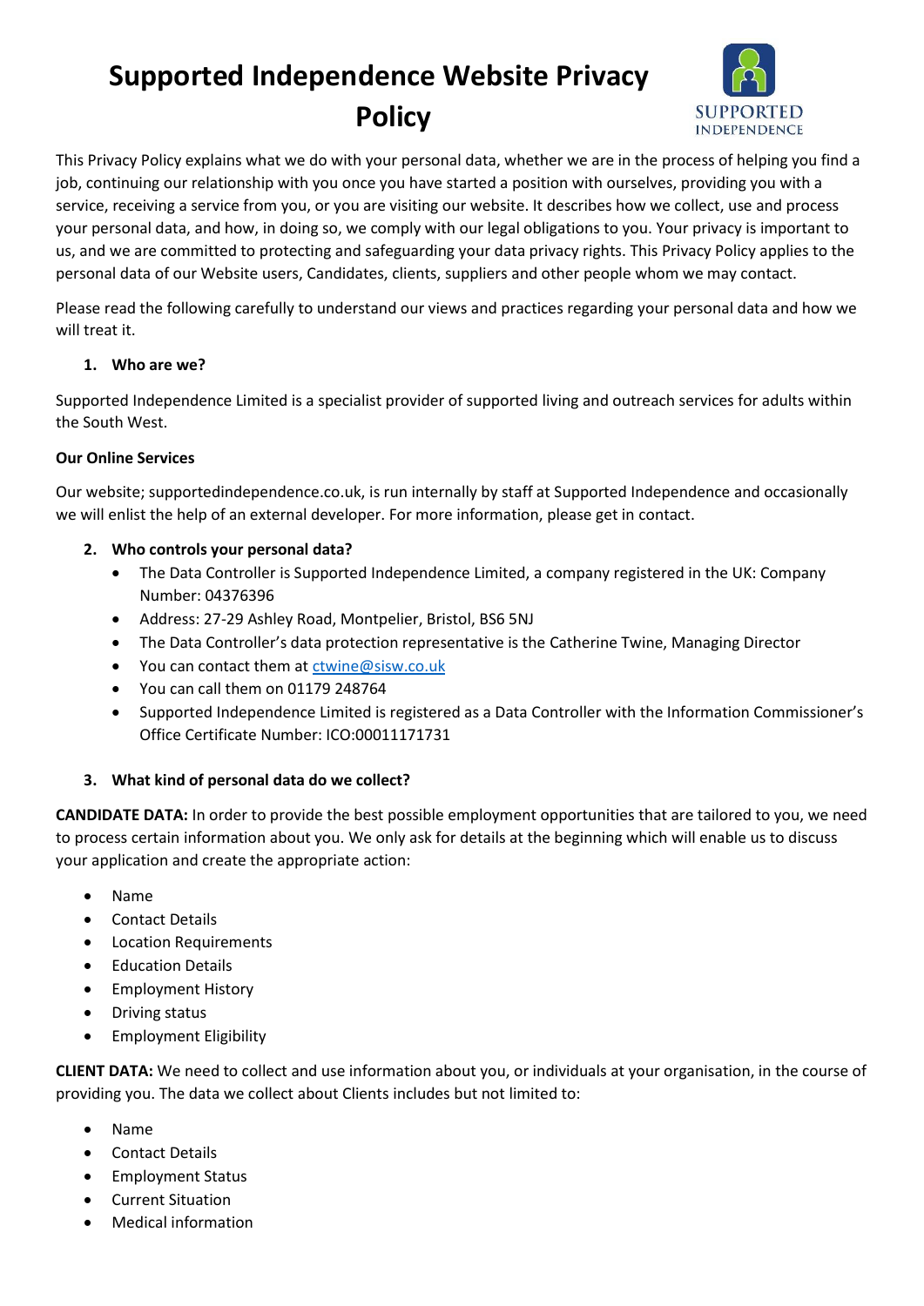# Supported Independence Website Privacy Policy

This Privacy Policy explains what we do with your personal data, whether we are in the process of helping you find a job, continuing our relationship with you once you have started a position with ourselves, providing you with a service, receiving a service from you, or you are visiting our website. It describes how we collect, use and process your personal data, and how, in doing so, we comply with our legal obligations to you. Your privacy is important to us, and we are committed to protecting and safeguarding your data privacy rights. This Privacy Policy applies to the personal data of our Website users, Candidates, clients, suppliers and other people whom we may contact.

Please read the following carefully to understand our views and practices regarding your personal data and how we will treat it.

## 1. Who are we?

Supported Independence Limited is a specialist provider of supported living and outreach services for adults within the South West.

**Our Online Services**

Our website; supportedindependence.co.uk, is run internally by staff at Supported Independence and occasionally we will enlist the help of an external developer. For more information, please get in contact.

## 2. Who controls your personal data?

- The Data Controller is Supported Independence Limited, a company registered in the UK: Company Number: 04376396
- Address: 27-29 Ashley Road, Montpelier, Bristol, BS6 5NJ
- The Data Controller's data protection representative is the Catherine Twine, Managing Director
- You can contact them at ctwine@sisw.co.uk
- You can call them on 01179 248764
- Supported Independence Limited is registered as a Data Controller with the Information Commissioner's Office Certificate Number: ICO:00011171731

## 3. What kind of personal data do we collect?

**CANDIDATE DATA:** In order to provide the best possible employment opportunities that are tailored to you, we need to process certain information about you. We only ask for details at the beginning which will enable us to discuss your application and create the appropriate action:

- Name
- Contact Details
- Location Requirements
- Education Details
- Employment History
- Driving status
- Employment Eligibility

**CLIENT DATA:** We need to collect and use information about you, or individuals at your organisation, in the course of providing you. The data we collect about Clients includes but not limited to:

- Name
- Contact Details
- Employment Status
- Current Situation
- Medical information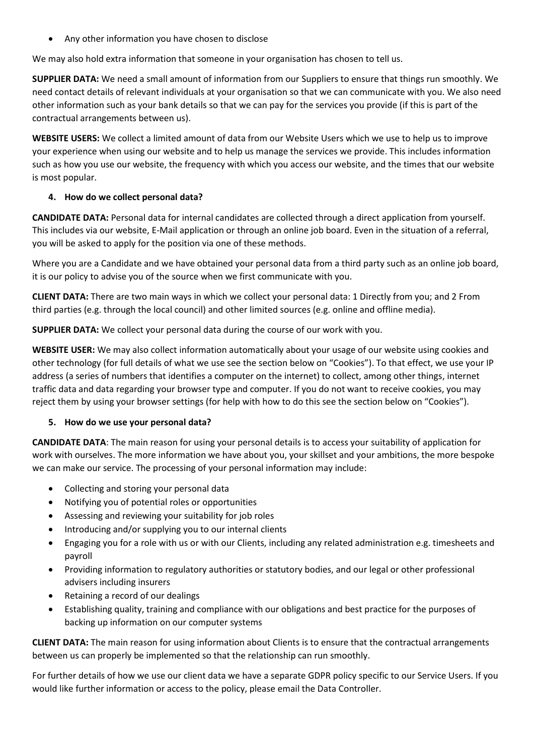- Any other information you have chosen to disclose

We may also hold extra information that someone in your organisation has chosen to tell us.

**SUPPLIER DATA:** We need a small amount of information from our Suppliers to ensure that things run smoothly. We need contact details of relevant individuals at your organisation so that we can communicate with you. We also need other information such as your bank details so that we can pay for the services you provide (if this is part of the contractual arrangements between us).

**WEBSITE USERS:** We collect a limited amount of data from our Website Users which we use to help us to improve your experience when using our website and to help us manage the services we provide. This includes information such as how you use our website, the frequency with which you access our website, and the times that our website is most popular.

## 4. How do we collect personal data?

**CANDIDATE DATA:** Personal data for internal candidates are collected through a direct application from yourself. This includes via our website, E-Mail application or through an online job board. Even in the situation of a referral, you will be asked to apply for the position via one of these methods.

Where you are a Candidate and we have obtained your personal data from a third party such as an online job board, it is our policy to advise you of the source when we first communicate with you.

**CLIENT DATA:** There are two main ways in which we collect your personal data: 1 Directly from you; and 2 From third parties (e.g. through the local council) and other limited sources (e.g. online and offline media).

**SUPPLIER DATA:** We collect your personal data during the course of our work with you.

**WEBSITE USER:** We may also collect information automatically about your usage of our website using cookies and other technology (for full details of what we use see the section below on “Cookies”). To that effect, we use your IP address (a series of numbers that identifies a computer on the internet) to collect, among other things, internet traffic data and data regarding your browser type and computer. If you do not want to receive cookies, you may reject them by using your browser settings (for help with how to do this see the section below on “Cookies”).

## 5. How do we use your personal data?

**CANDIDATE DATA**: The main reason for using your personal details is to access your suitability of application for work with ourselves. The more information we have about you, your skillset and your ambitions, the more bespoke we can make our service. The processing of your personal information may include:

- Collecting and storing your personal data
- Notifying you of potential roles or opportunities
- Assessing and reviewing your suitability for job roles
- Introducing and/or supplying you to our internal clients
- Engaging you for a role with us or with our Clients, including any related administration e.g. timesheets and payroll
- Providing information to regulatory authorities or statutory bodies, and our legal or other professional advisers including insurers
- Retaining a record of our dealings
- Establishing quality, training and compliance with our obligations and best practice for the purposes of backing up information on our computer systems

**CLIENT DATA:** The main reason for using information about Clients is to ensure that the contractual arrangements between us can properly be implemented so that the relationship can run smoothly.

For further details of how we use our client data we have a separate GDPR policy specific to our Service Users. If you would like further information or access to the policy, please email the Data Controller.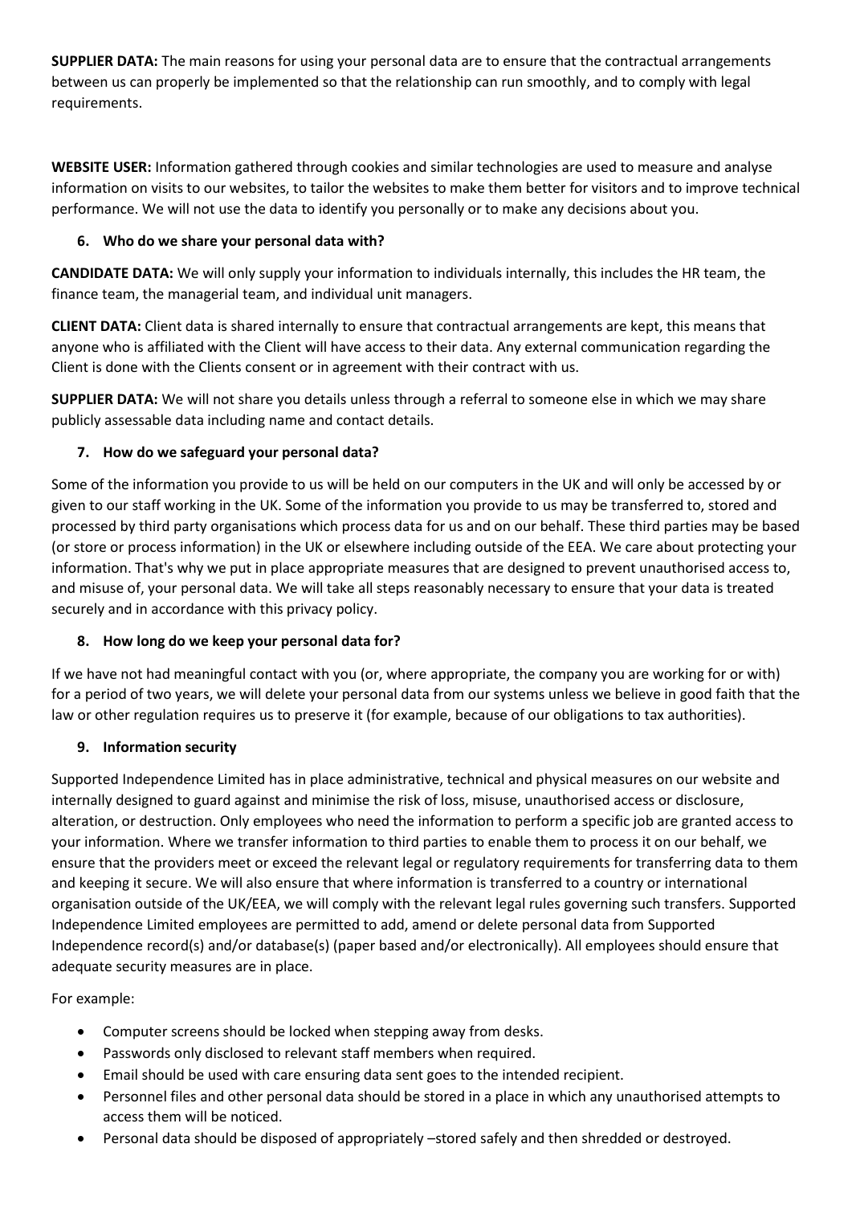**SUPPLIER DATA:** The main reasons for using your personal data are to ensure that the contractual arrangements between us can properly be implemented so that the relationship can run smoothly, and to comply with legal requirements.

**WEBSITE USER:** Information gathered through cookies and similar technologies are used to measure and analyse information on visits to our websites, to tailor the websites to make them better for visitors and to improve technical performance. We will not use the data to identify you personally or to make any decisions about you.

### 6. Who do we share your personal data with?

**CANDIDATE DATA:** We will only supply your information to individuals internally, this includes the HR team, the finance team, the managerial team, and individual unit managers.

**CLIENT DATA:** Client data is shared internally to ensure that contractual arrangements are kept, this means that anyone who is affiliated with the Client will have access to their data. Any external communication regarding the Client is done with the Clients consent or in agreement with their contract with us.

**SUPPLIER DATA:** We will not share you details unless through a referral to someone else in which we may share publicly assessable data including name and contact details.

### 7. How do we safeguard your personal data?

Some of the information you provide to us will be held on our computers in the UK and will only be accessed by or given to our staff working in the UK. Some of the information you provide to us may be transferred to, stored and processed by third party organisations which process data for us and on our behalf. These third parties may be based (or store or process information) in the UK or elsewhere including outside of the EEA. We care about protecting your information. That's why we put in place appropriate measures that are designed to prevent unauthorised access to, and misuse of, your personal data. We will take all steps reasonably necessary to ensure that your data is treated securely and in accordance with this privacy policy.

### 8. How long do we keep your personal data for?

If we have not had meaningful contact with you (or, where appropriate, the company you are working for or with) for a period of two years, we will delete your personal data from our systems unless we believe in good faith that the law or other regulation requires us to preserve it (for example, because of our obligations to tax authorities).

### 9. Information security

Supported Independence Limited has in place administrative, technical and physical measures on our website and internally designed to guard against and minimise the risk of loss, misuse, unauthorised access or disclosure, alteration, or destruction. Only employees who need the information to perform a specific job are granted access to your information. Where we transfer information to third parties to enable them to process it on our behalf, we ensure that the providers meet or exceed the relevant legal or regulatory requirements for transferring data to them and keeping it secure. We will also ensure that where information is transferred to a country or international organisation outside of the UK/EEA, we will comply with the relevant legal rules governing such transfers. Supported Independence Limited employees are permitted to add, amend or delete personal data from Supported Independence record(s) and/or database(s) (paper based and/or electronically). All employees should ensure that adequate security measures are in place.

For example:

- Computer screens should be locked when stepping away from desks.
- Passwords only disclosed to relevant staff members when required.
- Email should be used with care ensuring data sent goes to the intended recipient.
- Personnel files and other personal data should be stored in a place in which any unauthorised attempts to access them will be noticed.
- Personal data should be disposed of appropriately –stored safely and then shredded or destroyed.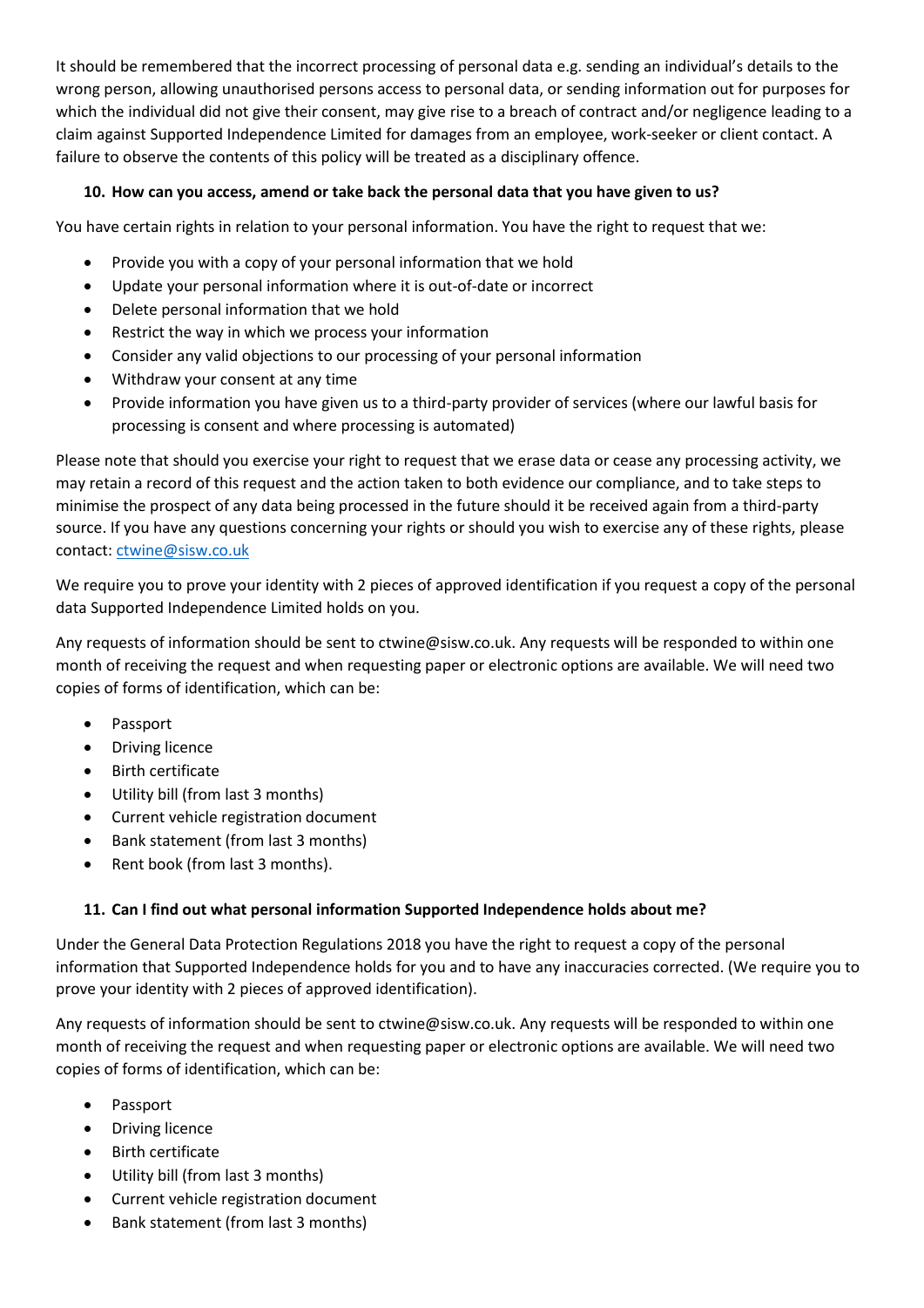It should be remembered that the incorrect processing of personal data e.g. sending an individual's details to the wrong person, allowing unauthorised persons access to personal data, or sending information out for purposes for which the individual did not give their consent, may give rise to a breach of contract and/or negligence leading to a claim against Supported Independence Limited for damages from an employee, work-seeker or client contact. A failure to observe the contents of this policy will be treated as a disciplinary offence.

### 10. How can you access, amend or take back the personal data that you have given to us?

You have certain rights in relation to your personal information. You have the right to request that we:

- Provide you with a copy of your personal information that we hold
- Update your personal information where it is out-of-date or incorrect
- Delete personal information that we hold
- Restrict the way in which we process your information
- Consider any valid objections to our processing of your personal information
- Withdraw your consent at any time
- Provide information you have given us to a third-party provider of services (where our lawful basis for processing is consent and where processing is automated)

Please note that should you exercise your right to request that we erase data or cease any processing activity, we may retain a record of this request and the action taken to both evidence our compliance, and to take steps to minimise the prospect of any data being processed in the future should it be received again from a third-party source. If you have any questions concerning your rights or should you wish to exercise any of these rights, please contact: ctwine@sisw.co.uk

We require you to prove your identity with 2 pieces of approved identification if you request a copy of the personal data Supported Independence Limited holds on you.

Any requests of information should be sent to ctwine@sisw.co.uk. Any requests will be responded to within one month of receiving the request and when requesting paper or electronic options are available. We will need two copies of forms of identification, which can be:

- Passport
- Driving licence
- Birth certificate
- Utility bill (from last 3 months)
- Current vehicle registration document
- Bank statement (from last 3 months)
- Rent book (from last 3 months).

### 11. Can I find out what personal information Supported Independence holds about me?

Under the General Data Protection Regulations 2018 you have the right to request a copy of the personal information that Supported Independence holds for you and to have any inaccuracies corrected. (We require you to prove your identity with 2 pieces of approved identification).

Any requests of information should be sent to ctwine@sisw.co.uk. Any requests will be responded to within one month of receiving the request and when requesting paper or electronic options are available. We will need two copies of forms of identification, which can be:

- Passport
- Driving licence
- Birth certificate
- Utility bill (from last 3 months)
- Current vehicle registration document
- Bank statement (from last 3 months)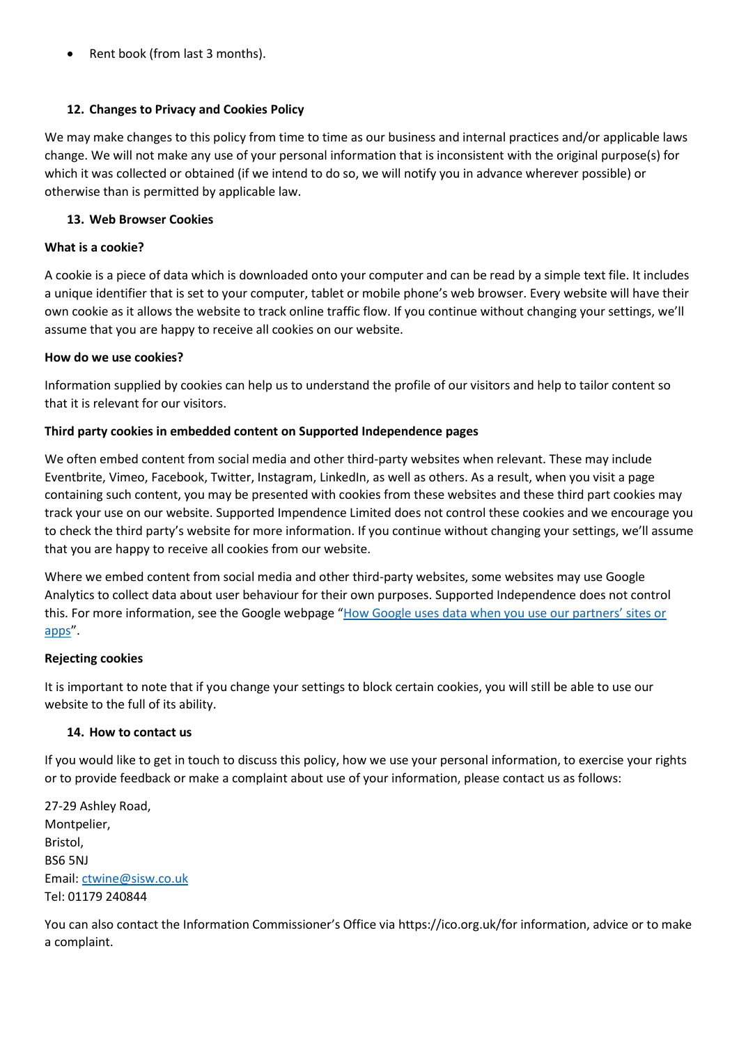- Rent book (from last 3 months).

## 12. Changes to Privacy and Cookies Policy

We may make changes to this policy from time to time as our business and internal practices and/or applicable laws change. We will not make any use of your personal information that is inconsistent with the original purpose(s) for which it was collected or obtained (if we intend to do so, we will notify you in advance wherever possible) or otherwise than is permitted by applicable law.

## 13. Web Browser Cookies

**What is a cookie?**

A cookie is a piece of data which is downloaded onto your computer and can be read by a simple text file. It includes a unique identifier that is set to your computer, tablet or mobile phone's web browser. Every website will have their own cookie as it allows the website to track online traffic flow. If you continue without changing your settings, we'll assume that you are happy to receive all cookies on our website.

**How do we use cookies?**

Information supplied by cookies can help us to understand the profile of our visitors and help to tailor content so that it is relevant for our visitors.

**Third party cookies in embedded content on Supported Independence pages**

We often embed content from social media and other third-party websites when relevant. These may include Eventbrite, Vimeo, Facebook, Twitter, Instagram, LinkedIn, as well as others. As a result, when you visit a page containing such content, you may be presented with cookies from these websites and these third part cookies may track your use on our website. Supported Impendence Limited does not control these cookies and we encourage you to check the third party's website for more information. If you continue without changing your settings, we'll assume that you are happy to receive all cookies from our website.

Where we embed content from social media and other third-party websites, some websites may use Google Analytics to collect data about user behaviour for their own purposes. Supported Independence does not control this. For more information, see the Google webpage "How Google uses data when you use our partners' sites or apps".

**Rejecting cookies**

It is important to note that if you change your settings to block certain cookies, you will still be able to use our website to the full of its ability.

## 14. How to contact us

If you would like to get in touch to discuss this policy, how we use your personal information, to exercise your rights or to provide feedback or make a complaint about use of your information, please contact us as follows:

27-29 Ashley Road,  
Montpelier,  
Bristol,  
BS6 5NJ  
Email: ctwine@sisw.co.uk  
Tel: 01179 240844

You can also contact the Information Commissioner's Office via https://ico.org.uk/for information, advice or to make a complaint.